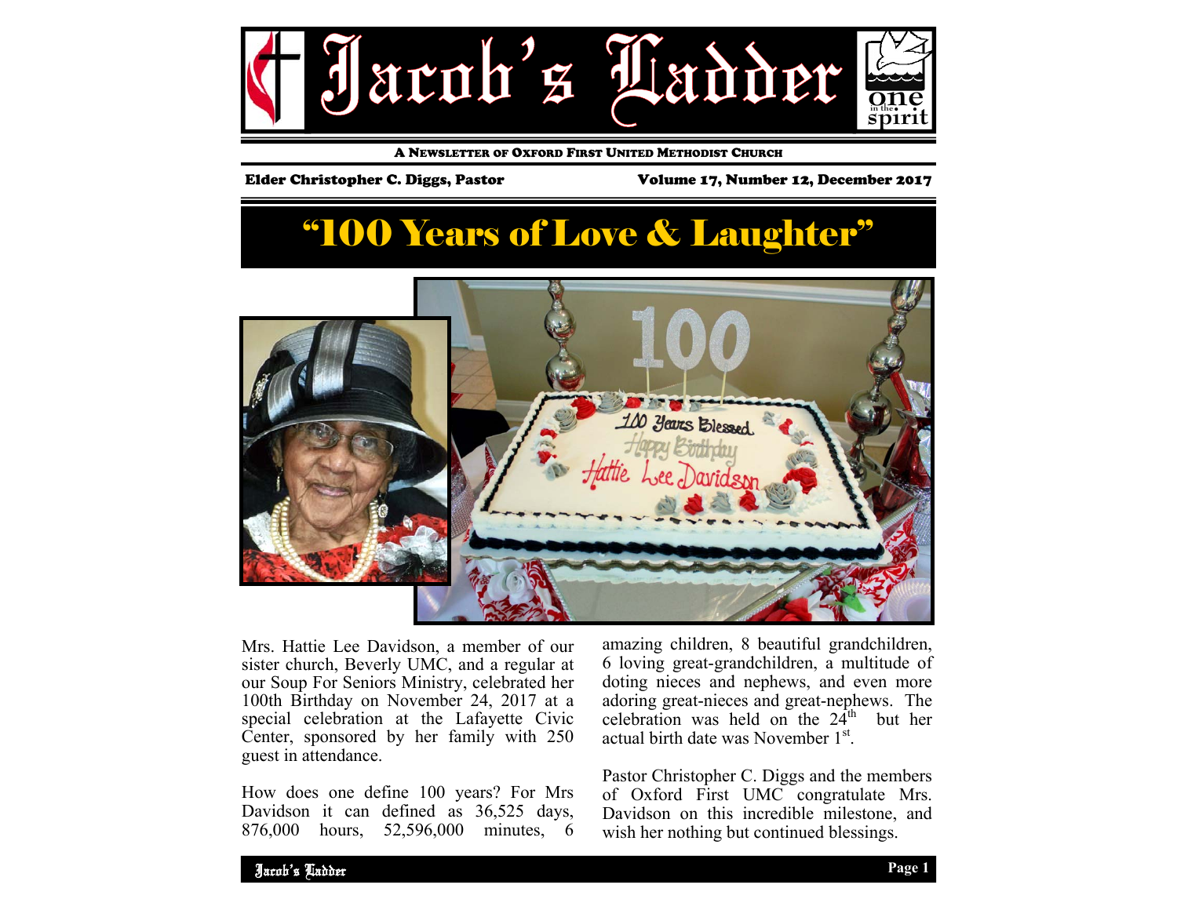# Jacob's Ladder

A NEWSLETTER OF OXFORD FIRST UNITED METHODIST CHURCH

**Elder Christopher C. Diggs, Pastor** — **Volume 17, Number 12, December 2017**

## "100 Years of Love & Laughter"

Mrs. Hattie Lee Davidson, a member of our sister church, Beverly UMC, and a regular at our Soup For Seniors Ministry, celebrated her 100th Birthday on November 24, 2017 at a special celebration at the Lafayette Civic Center, sponsored by her family with 250 guest in attendance.

How does one define 100 years? For Mrs Davidson it can defined as 36,525 days, 876,000 hours, 52,596,000 minutes, 6 amazing children, 8 beautiful grandchildren, 6 loving great-grandchildren, a multitude of doting nieces and nephews, and even more adoring great-nieces and great-nephews. The celebration was held on the 24th but her actual birth date was November 1st.

Pastor Christopher C. Diggs and the members of Oxford First UMC congratulate Mrs. Davidson on this incredible milestone, and wish her nothing but continued blessings.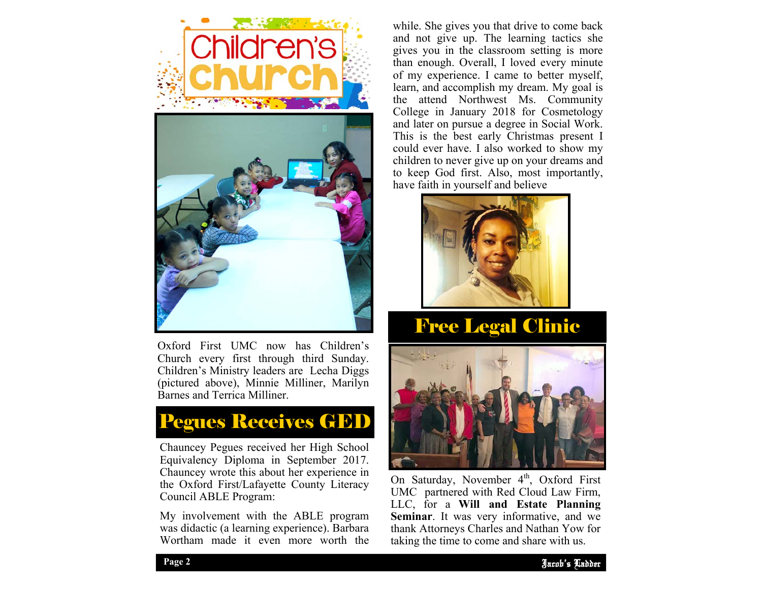# Children's Church

Oxford First UMC now has Children's Church every first through third Sunday. Children's Ministry leaders are Lecha Diggs (pictured above), Minnie Milliner, Marilyn Barnes and Terrica Milliner.

## Pegues Receives GED

Chauncey Pegues received her High School Equivalency Diploma in September 2017. Chauncey wrote this about her experience in the Oxford First/Lafayette County Literacy Council ABLE Program:

My involvement with the ABLE program was didactic (a learning experience). Barbara Wortham made it even more worth the while. She gives you that drive to come back and not give up. The learning tactics she gives you in the classroom setting is more than enough. Overall, I loved every minute of my experience. I came to better myself, learn, and accomplish my dream. My goal is the attend Northwest Ms. Community College in January 2018 for Cosmetology and later on pursue a degree in Social Work. This is the best early Christmas present I could ever have. I also worked to show my children to never give up on your dreams and to keep God first. Also, most importantly, have faith in yourself and believe

## Free Legal Clinic

On Saturday, November 4th, Oxford First UMC partnered with Red Cloud Law Firm, LLC, for a **Will and Estate Planning Seminar**. It was very informative, and we thank Attorneys Charles and Nathan Yow for taking the time to come and share with us.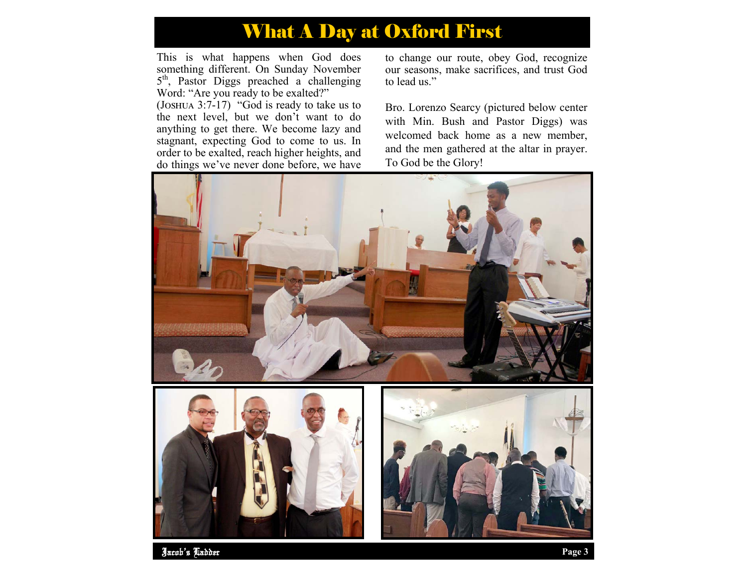# What A Day at Oxford First

This is what happens when God does something different. On Sunday November 5th, Pastor Diggs preached a challenging Word: "Are you ready to be exalted?" (Joshua 3:7-17) "God is ready to take us to the next level, but we don't want to do anything to get there. We become lazy and stagnant, expecting God to come to us. In order to be exalted, reach higher heights, and do things we've never done before, we have to change our route, obey God, recognize our seasons, make sacrifices, and trust God to lead us."

Bro. Lorenzo Searcy (pictured below center with Min. Bush and Pastor Diggs) was welcomed back home as a new member, and the men gathered at the altar in prayer. To God be the Glory!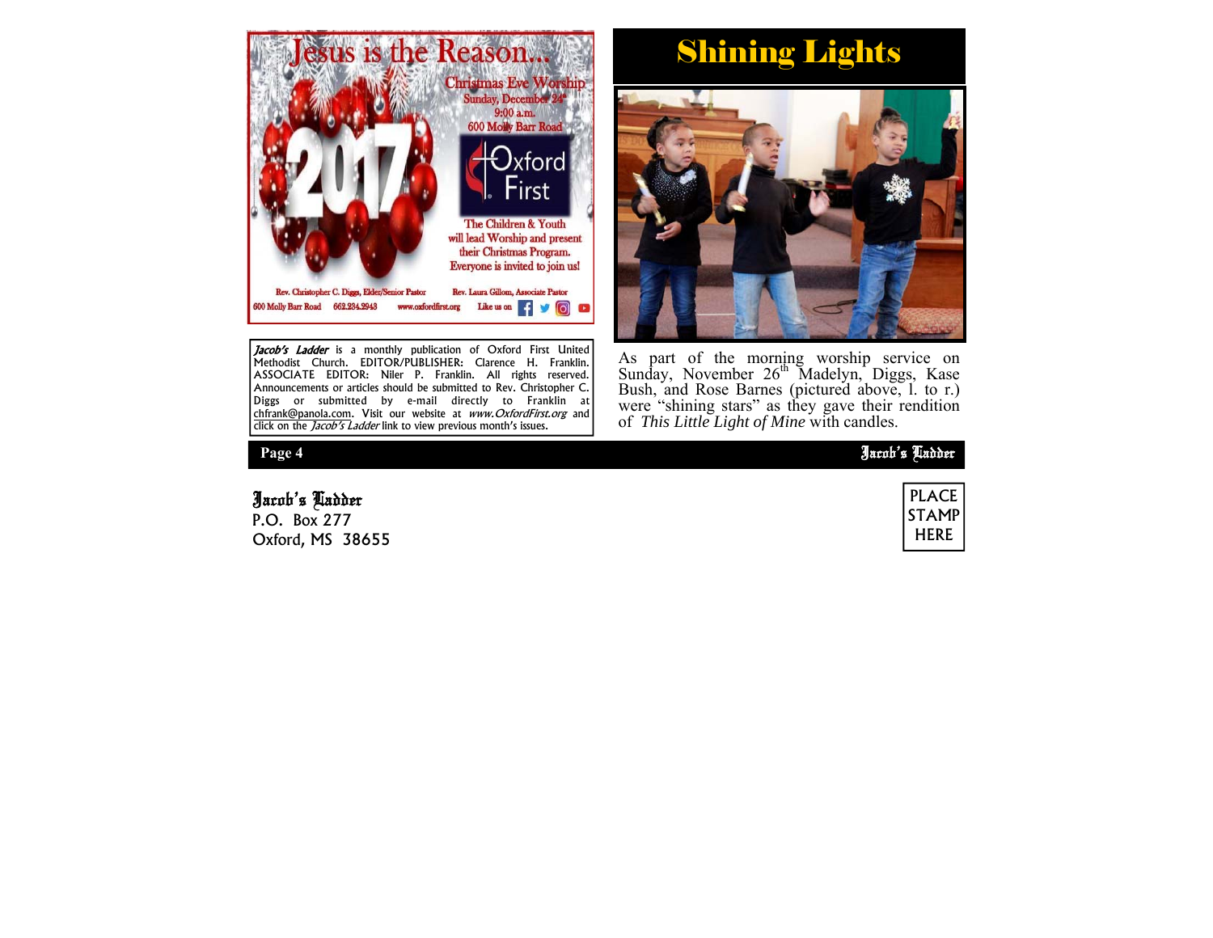# Jesus is the Reason...

2017

**Christmas Eve Worship**
Sunday, December 24th
9:00 a.m.
600 Molly Barr Road

Oxford First

The Children & Youth will lead Worship and present their Christmas Program. Everyone is invited to join us!

Rev. Christopher C. Diggs, Elder/Senior Pastor — Rev. Laura Gillom, Associate Pastor

600 Molly Barr Road 662.234.2943 www.oxfordfirst.org Like us on

*Jacob's Ladder* is a monthly publication of Oxford First United Methodist Church. EDITOR/PUBLISHER: Clarence H. Franklin. ASSOCIATE EDITOR: Niler P. Franklin. All rights reserved. Announcements or articles should be submitted to Rev. Christopher C. Diggs or submitted by e-mail directly to Franklin at chfrank@panola.com. Visit our website at *www.OxfordFirst.org* and click on the *Jacob's Ladder* link to view previous month's issues.

# Shining Lights

As part of the morning worship service on Sunday, November 26th Madelyn, Diggs, Kase Bush, and Rose Barnes (pictured above, l. to r.) were "shining stars" as they gave their rendition of *This Little Light of Mine* with candles.

Jacob's Ladder
P.O. Box 277
Oxford, MS 38655

PLACE STAMP HERE